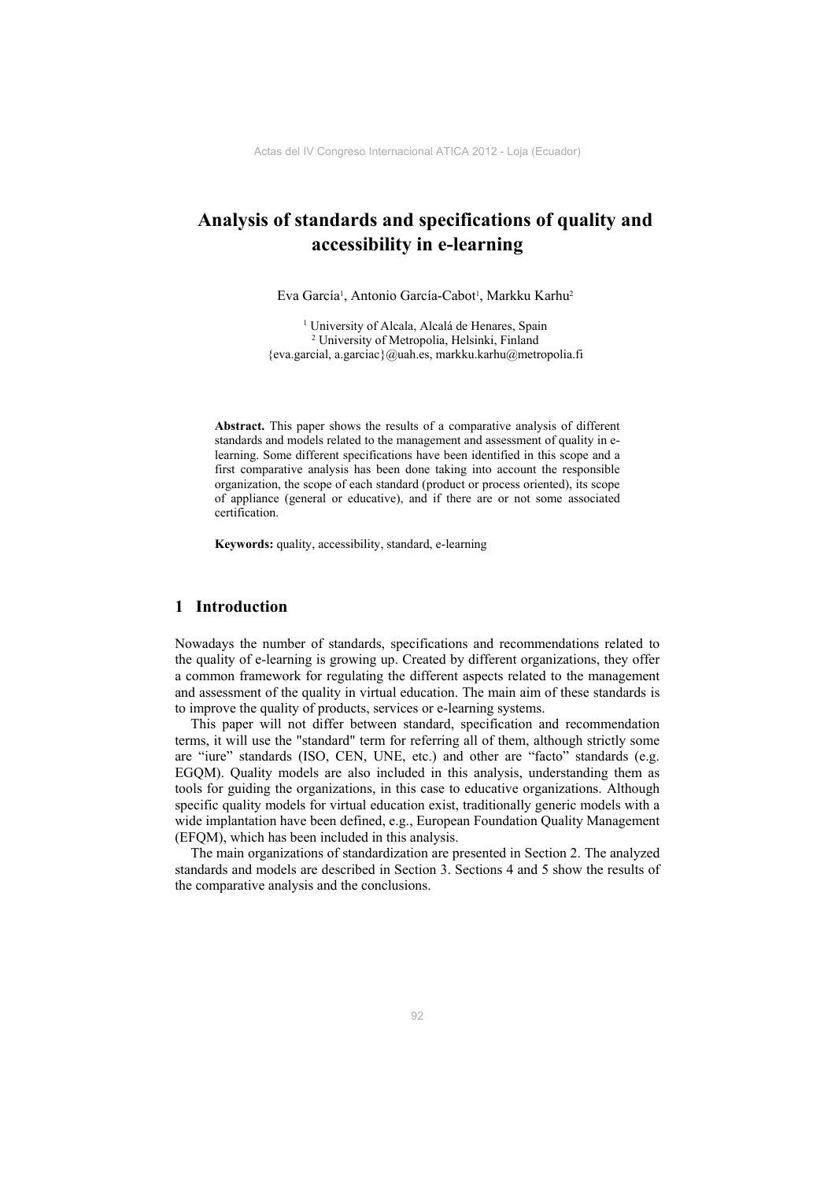# Analysis of standards and specifications of quality and accessibility in e-learning

Eva García[1], Antonio García-Cabot[1], Markku Karhu[2]

[1] University of Alcala, Alcalá de Henares, Spain
[2] University of Metropolia, Helsinki, Finland
{eva.garcial, a.garciac}@uah.es, markku.karhu@metropolia.fi

**Abstract.** This paper shows the results of a comparative analysis of different standards and models related to the management and assessment of quality in e-learning. Some different specifications have been identified in this scope and a first comparative analysis has been done taking into account the responsible organization, the scope of each standard (product or process oriented), its scope of appliance (general or educative), and if there are or not some associated certification.

**Keywords:** quality, accessibility, standard, e-learning

## 1 Introduction

Nowadays the number of standards, specifications and recommendations related to the quality of e-learning is growing up. Created by different organizations, they offer a common framework for regulating the different aspects related to the management and assessment of the quality in virtual education. The main aim of these standards is to improve the quality of products, services or e-learning systems.

This paper will not differ between standard, specification and recommendation terms, it will use the "standard" term for referring all of them, although strictly some are "iure" standards (ISO, CEN, UNE, etc.) and other are "facto" standards (e.g. EGQM). Quality models are also included in this analysis, understanding them as tools for guiding the organizations, in this case to educative organizations. Although specific quality models for virtual education exist, traditionally generic models with a wide implantation have been defined, e.g., European Foundation Quality Management (EFQM), which has been included in this analysis.

The main organizations of standardization are presented in Section 2. The analyzed standards and models are described in Section 3. Sections 4 and 5 show the results of the comparative analysis and the conclusions.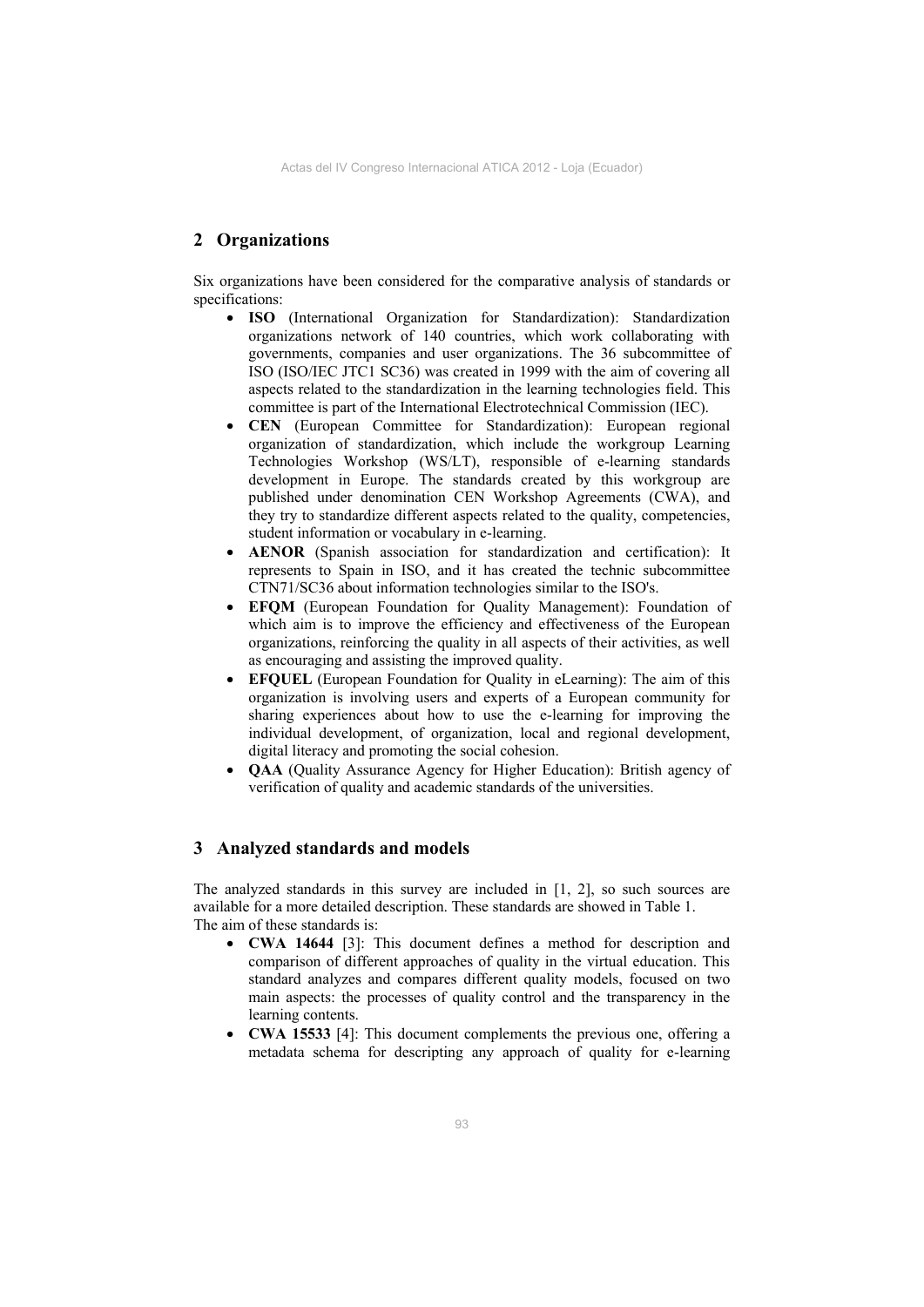## 2 Organizations

Six organizations have been considered for the comparative analysis of standards or specifications:

- **ISO** (International Organization for Standardization): Standardization organizations network of 140 countries, which work collaborating with governments, companies and user organizations. The 36 subcommittee of ISO (ISO/IEC JTC1 SC36) was created in 1999 with the aim of covering all aspects related to the standardization in the learning technologies field. This committee is part of the International Electrotechnical Commission (IEC).
- **CEN** (European Committee for Standardization): European regional organization of standardization, which include the workgroup Learning Technologies Workshop (WS/LT), responsible of e-learning standards development in Europe. The standards created by this workgroup are published under denomination CEN Workshop Agreements (CWA), and they try to standardize different aspects related to the quality, competencies, student information or vocabulary in e-learning.
- **AENOR** (Spanish association for standardization and certification): It represents to Spain in ISO, and it has created the technic subcommittee CTN71/SC36 about information technologies similar to the ISO's.
- **EFQM** (European Foundation for Quality Management): Foundation of which aim is to improve the efficiency and effectiveness of the European organizations, reinforcing the quality in all aspects of their activities, as well as encouraging and assisting the improved quality.
- **EFQUEL** (European Foundation for Quality in eLearning): The aim of this organization is involving users and experts of a European community for sharing experiences about how to use the e-learning for improving the individual development, of organization, local and regional development, digital literacy and promoting the social cohesion.
- **QAA** (Quality Assurance Agency for Higher Education): British agency of verification of quality and academic standards of the universities.

## 3 Analyzed standards and models

The analyzed standards in this survey are included in [1, 2], so such sources are available for a more detailed description. These standards are showed in Table 1.
The aim of these standards is:

- **CWA 14644** [3]: This document defines a method for description and comparison of different approaches of quality in the virtual education. This standard analyzes and compares different quality models, focused on two main aspects: the processes of quality control and the transparency in the learning contents.
- **CWA 15533** [4]: This document complements the previous one, offering a metadata schema for descripting any approach of quality for e-learning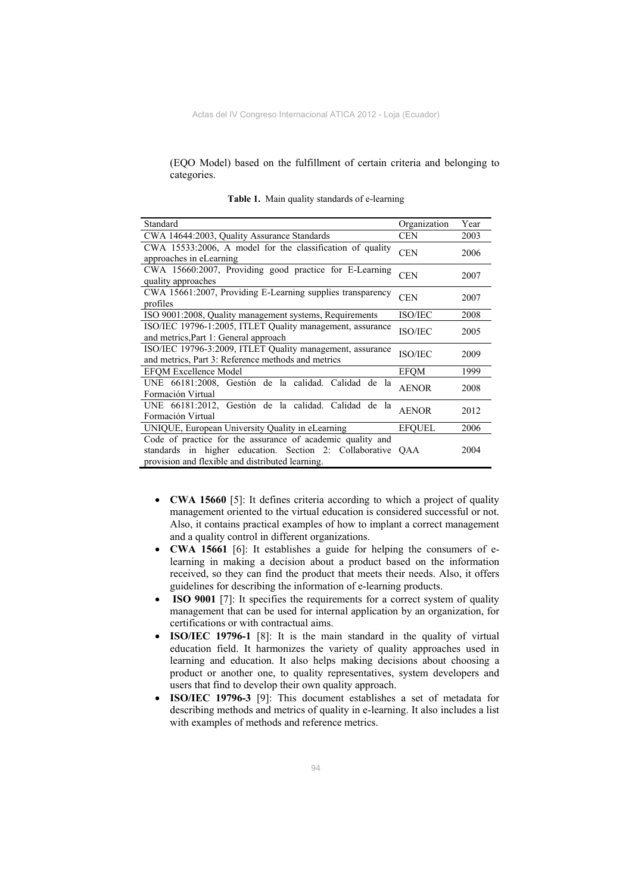(EQO Model) based on the fulfillment of certain criteria and belonging to categories.

**Table 1.** Main quality standards of e-learning

| Standard | Organization | Year |
|---|---|---|
| CWA 14644:2003, Quality Assurance Standards | CEN | 2003 |
| CWA 15533:2006, A model for the classification of quality approaches in eLearning | CEN | 2006 |
| CWA 15660:2007, Providing good practice for E-Learning quality approaches | CEN | 2007 |
| CWA 15661:2007, Providing E-Learning supplies transparency profiles | CEN | 2007 |
| ISO 9001:2008, Quality management systems, Requirements | ISO/IEC | 2008 |
| ISO/IEC 19796-1:2005, ITLET Quality management, assurance and metrics,Part 1: General approach | ISO/IEC | 2005 |
| ISO/IEC 19796-3:2009, ITLET Quality management, assurance and metrics, Part 3: Reference methods and metrics | ISO/IEC | 2009 |
| EFQM Excellence Model | EFQM | 1999 |
| UNE 66181:2008, Gestión de la calidad. Calidad de la Formación Virtual | AENOR | 2008 |
| UNE 66181:2012, Gestión de la calidad. Calidad de la Formación Virtual | AENOR | 2012 |
| UNIQUE, European University Quality in eLearning | EFQUEL | 2006 |
| Code of practice for the assurance of academic quality and standards in higher education. Section 2: Collaborative provision and flexible and distributed learning. | QAA | 2004 |

- **CWA 15660** [5]: It defines criteria according to which a project of quality management oriented to the virtual education is considered successful or not. Also, it contains practical examples of how to implant a correct management and a quality control in different organizations.
- **CWA 15661** [6]: It establishes a guide for helping the consumers of e-learning in making a decision about a product based on the information received, so they can find the product that meets their needs. Also, it offers guidelines for describing the information of e-learning products.
- **ISO 9001** [7]: It specifies the requirements for a correct system of quality management that can be used for internal application by an organization, for certifications or with contractual aims.
- **ISO/IEC 19796-1** [8]: It is the main standard in the quality of virtual education field. It harmonizes the variety of quality approaches used in learning and education. It also helps making decisions about choosing a product or another one, to quality representatives, system developers and users that find to develop their own quality approach.
- **ISO/IEC 19796-3** [9]: This document establishes a set of metadata for describing methods and metrics of quality in e-learning. It also includes a list with examples of methods and reference metrics.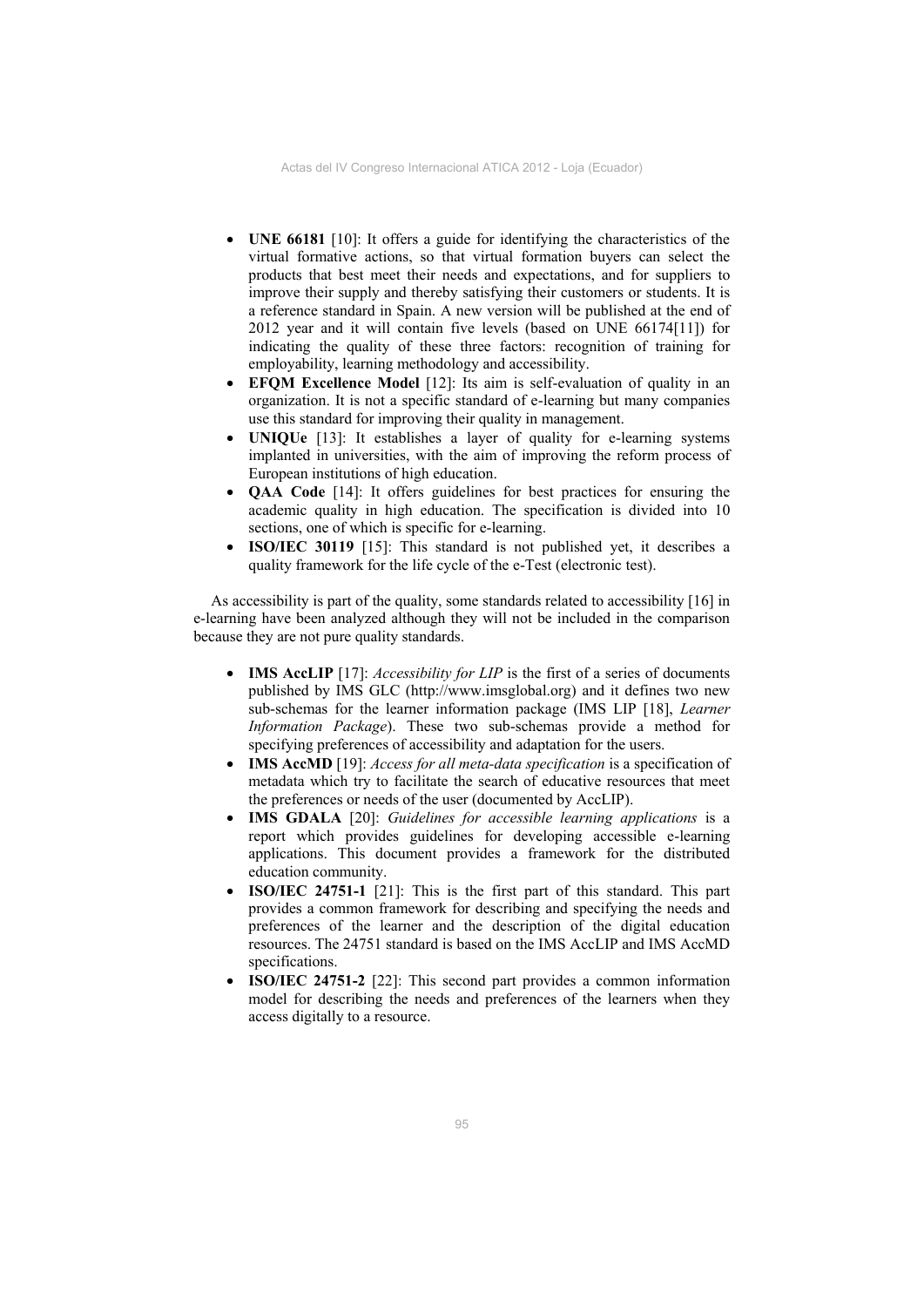- **UNE 66181** [10]: It offers a guide for identifying the characteristics of the virtual formative actions, so that virtual formation buyers can select the products that best meet their needs and expectations, and for suppliers to improve their supply and thereby satisfying their customers or students. It is a reference standard in Spain. A new version will be published at the end of 2012 year and it will contain five levels (based on UNE 66174[11]) for indicating the quality of these three factors: recognition of training for employability, learning methodology and accessibility.
- **EFQM Excellence Model** [12]: Its aim is self-evaluation of quality in an organization. It is not a specific standard of e-learning but many companies use this standard for improving their quality in management.
- **UNIQUe** [13]: It establishes a layer of quality for e-learning systems implanted in universities, with the aim of improving the reform process of European institutions of high education.
- **QAA Code** [14]: It offers guidelines for best practices for ensuring the academic quality in high education. The specification is divided into 10 sections, one of which is specific for e-learning.
- **ISO/IEC 30119** [15]: This standard is not published yet, it describes a quality framework for the life cycle of the e-Test (electronic test).

As accessibility is part of the quality, some standards related to accessibility [16] in e-learning have been analyzed although they will not be included in the comparison because they are not pure quality standards.

- **IMS AccLIP** [17]: *Accessibility for LIP* is the first of a series of documents published by IMS GLC (http://www.imsglobal.org) and it defines two new sub-schemas for the learner information package (IMS LIP [18], *Learner Information Package*). These two sub-schemas provide a method for specifying preferences of accessibility and adaptation for the users.
- **IMS AccMD** [19]: *Access for all meta-data specification* is a specification of metadata which try to facilitate the search of educative resources that meet the preferences or needs of the user (documented by AccLIP).
- **IMS GDALA** [20]: *Guidelines for accessible learning applications* is a report which provides guidelines for developing accessible e-learning applications. This document provides a framework for the distributed education community.
- **ISO/IEC 24751-1** [21]: This is the first part of this standard. This part provides a common framework for describing and specifying the needs and preferences of the learner and the description of the digital education resources. The 24751 standard is based on the IMS AccLIP and IMS AccMD specifications.
- **ISO/IEC 24751-2** [22]: This second part provides a common information model for describing the needs and preferences of the learners when they access digitally to a resource.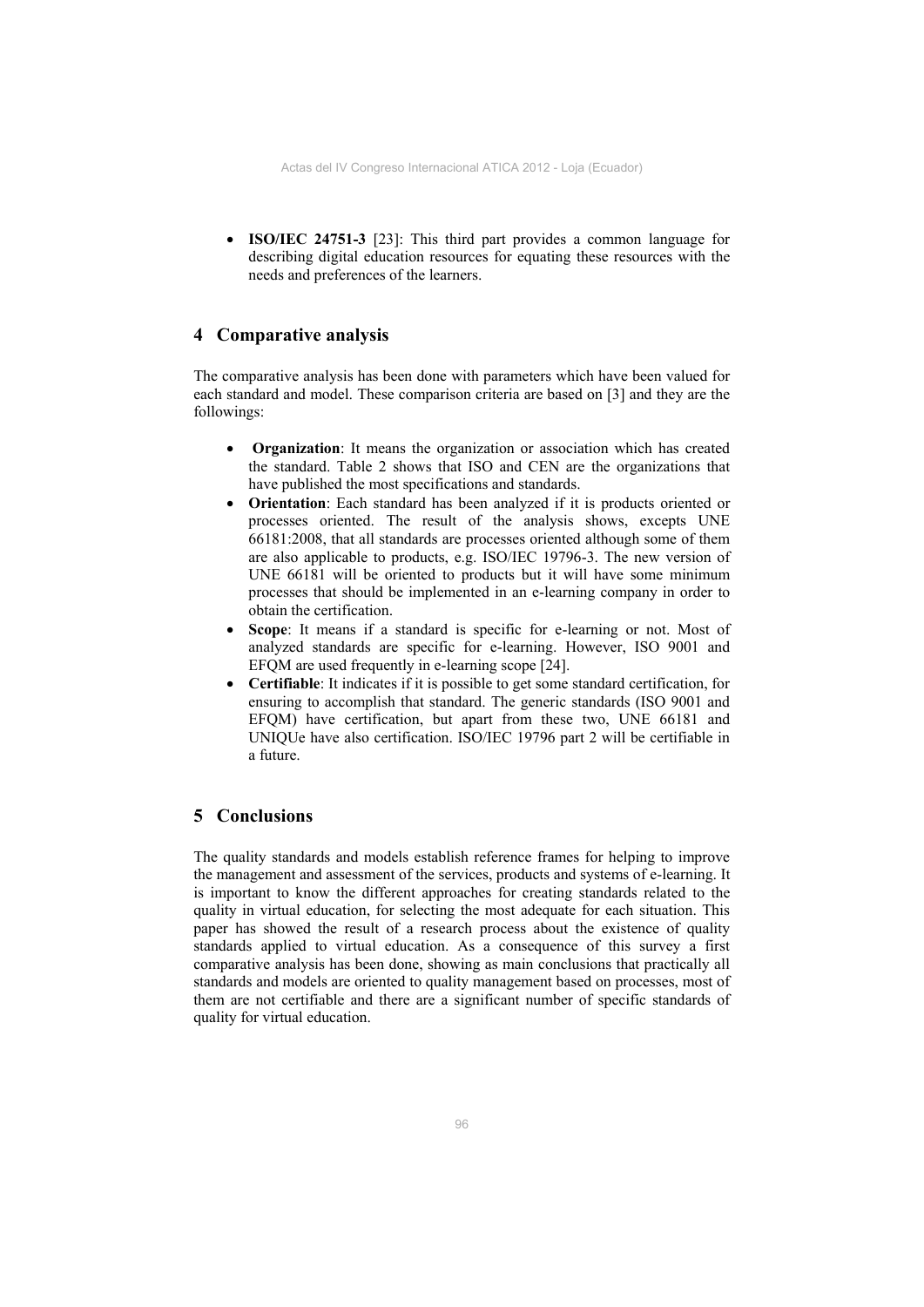- **ISO/IEC 24751-3** [23]: This third part provides a common language for describing digital education resources for equating these resources with the needs and preferences of the learners.

## 4 Comparative analysis

The comparative analysis has been done with parameters which have been valued for each standard and model. These comparison criteria are based on [3] and they are the followings:

- **Organization**: It means the organization or association which has created the standard. Table 2 shows that ISO and CEN are the organizations that have published the most specifications and standards.
- **Orientation**: Each standard has been analyzed if it is products oriented or processes oriented. The result of the analysis shows, excepts UNE 66181:2008, that all standards are processes oriented although some of them are also applicable to products, e.g. ISO/IEC 19796-3. The new version of UNE 66181 will be oriented to products but it will have some minimum processes that should be implemented in an e-learning company in order to obtain the certification.
- **Scope**: It means if a standard is specific for e-learning or not. Most of analyzed standards are specific for e-learning. However, ISO 9001 and EFQM are used frequently in e-learning scope [24].
- **Certifiable**: It indicates if it is possible to get some standard certification, for ensuring to accomplish that standard. The generic standards (ISO 9001 and EFQM) have certification, but apart from these two, UNE 66181 and UNIQUe have also certification. ISO/IEC 19796 part 2 will be certifiable in a future.

## 5 Conclusions

The quality standards and models establish reference frames for helping to improve the management and assessment of the services, products and systems of e-learning. It is important to know the different approaches for creating standards related to the quality in virtual education, for selecting the most adequate for each situation. This paper has showed the result of a research process about the existence of quality standards applied to virtual education. As a consequence of this survey a first comparative analysis has been done, showing as main conclusions that practically all standards and models are oriented to quality management based on processes, most of them are not certifiable and there are a significant number of specific standards of quality for virtual education.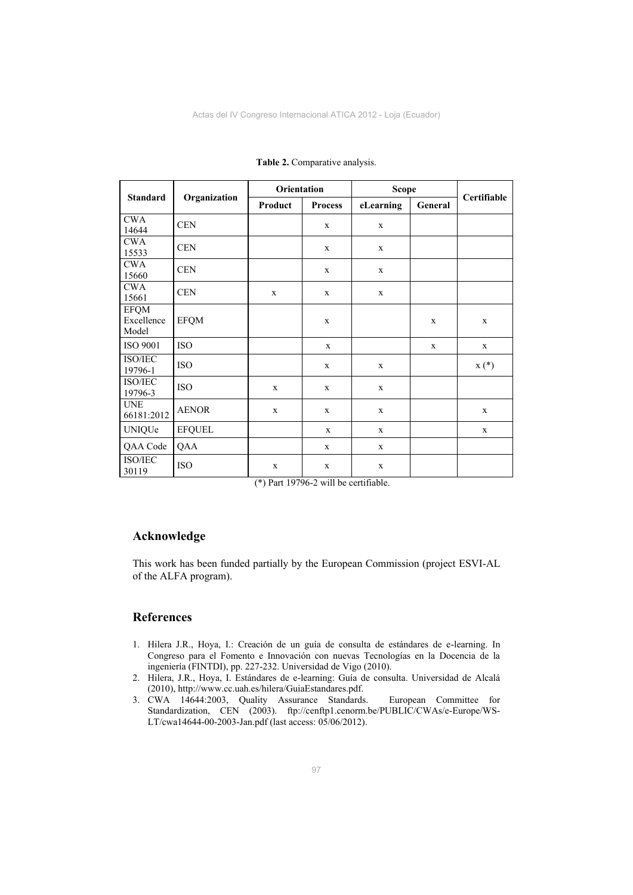**Table 2.** Comparative analysis.

| Standard | Organization | Orientation | | Scope | | Certifiable |
|---|---|---|---|---|---|---|
| | | Product | Process | eLearning | General | |
| CWA 14644 | CEN | | x | x | | |
| CWA 15533 | CEN | | x | x | | |
| CWA 15660 | CEN | | x | x | | |
| CWA 15661 | CEN | x | x | x | | |
| EFQM Excellence Model | EFQM | | x | | x | x |
| ISO 9001 | ISO | | x | | x | x |
| ISO/IEC 19796-1 | ISO | | x | x | | x (*) |
| ISO/IEC 19796-3 | ISO | x | x | x | | |
| UNE 66181:2012 | AENOR | x | x | x | | x |
| UNIQUe | EFQUEL | | x | x | | x |
| QAA Code | QAA | | x | x | | |
| ISO/IEC 30119 | ISO | x | x | x | | |

(*) Part 19796-2 will be certifiable.

## Acknowledge

This work has been funded partially by the European Commission (project ESVI-AL of the ALFA program).

## References

1. Hilera J.R., Hoya, I.: Creación de un guía de consulta de estándares de e-learning. In Congreso para el Fomento e Innovación con nuevas Tecnologías en la Docencia de la ingeniería (FINTDI), pp. 227-232. Universidad de Vigo (2010).
2. Hilera, J.R., Hoya, I. Estándares de e-learning: Guía de consulta. Universidad de Alcalá (2010), http://www.cc.uah.es/hilera/GuiaEstandares.pdf.
3. CWA 14644:2003, Quality Assurance Standards. European Committee for Standardization, CEN (2003). ftp://cenftp1.cenorm.be/PUBLIC/CWAs/e-Europe/WS-LT/cwa14644-00-2003-Jan.pdf (last access: 05/06/2012).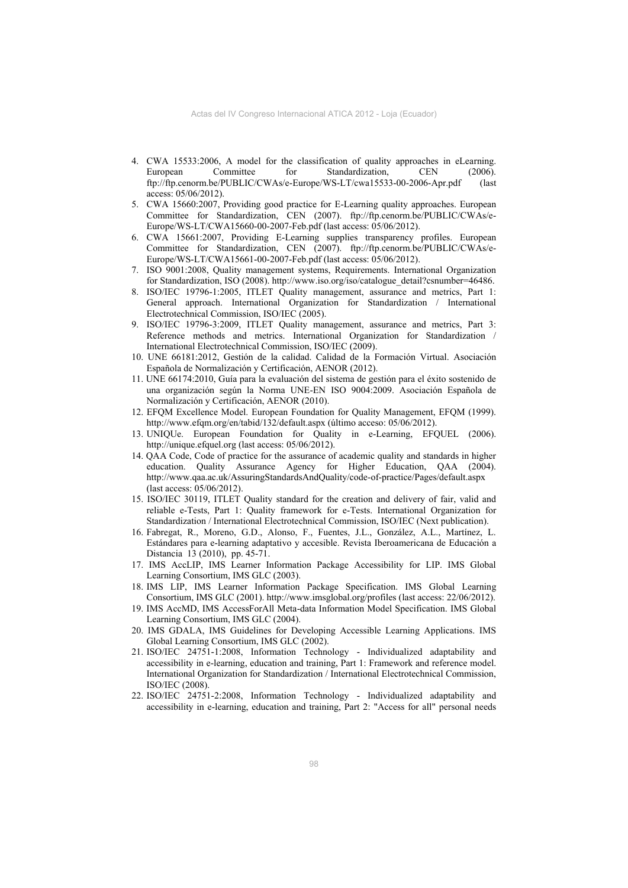4. CWA 15533:2006, A model for the classification of quality approaches in eLearning. European Committee for Standardization, CEN (2006). ftp://ftp.cenorm.be/PUBLIC/CWAs/e-Europe/WS-LT/cwa15533-00-2006-Apr.pdf (last access: 05/06/2012).
5. CWA 15660:2007, Providing good practice for E-Learning quality approaches. European Committee for Standardization, CEN (2007). ftp://ftp.cenorm.be/PUBLIC/CWAs/e-Europe/WS-LT/CWA15660-00-2007-Feb.pdf (last access: 05/06/2012).
6. CWA 15661:2007, Providing E-Learning supplies transparency profiles. European Committee for Standardization, CEN (2007). ftp://ftp.cenorm.be/PUBLIC/CWAs/e-Europe/WS-LT/CWA15661-00-2007-Feb.pdf (last access: 05/06/2012).
7. ISO 9001:2008, Quality management systems, Requirements. International Organization for Standardization, ISO (2008). http://www.iso.org/iso/catalogue_detail?csnumber=46486.
8. ISO/IEC 19796-1:2005, ITLET Quality management, assurance and metrics, Part 1: General approach. International Organization for Standardization / International Electrotechnical Commission, ISO/IEC (2005).
9. ISO/IEC 19796-3:2009, ITLET Quality management, assurance and metrics, Part 3: Reference methods and metrics. International Organization for Standardization / International Electrotechnical Commission, ISO/IEC (2009).
10. UNE 66181:2012, Gestión de la calidad. Calidad de la Formación Virtual. Asociación Española de Normalización y Certificación, AENOR (2012).
11. UNE 66174:2010, Guía para la evaluación del sistema de gestión para el éxito sostenido de una organización según la Norma UNE-EN ISO 9004:2009. Asociación Española de Normalización y Certificación, AENOR (2010).
12. EFQM Excellence Model. European Foundation for Quality Management, EFQM (1999). http://www.efqm.org/en/tabid/132/default.aspx (último acceso: 05/06/2012).
13. UNIQUe. European Foundation for Quality in e-Learning, EFQUEL (2006). http://unique.efquel.org (last access: 05/06/2012).
14. QAA Code, Code of practice for the assurance of academic quality and standards in higher education. Quality Assurance Agency for Higher Education, QAA (2004). http://www.qaa.ac.uk/AssuringStandardsAndQuality/code-of-practice/Pages/default.aspx (last access: 05/06/2012).
15. ISO/IEC 30119, ITLET Quality standard for the creation and delivery of fair, valid and reliable e-Tests, Part 1: Quality framework for e-Tests. International Organization for Standardization / International Electrotechnical Commission, ISO/IEC (Next publication).
16. Fabregat, R., Moreno, G.D., Alonso, F., Fuentes, J.L., González, A.L., Martínez, L. Estándares para e-learning adaptativo y accesible. Revista Iberoamericana de Educación a Distancia 13 (2010), pp. 45-71.
17. IMS AccLIP, IMS Learner Information Package Accessibility for LIP. IMS Global Learning Consortium, IMS GLC (2003).
18. IMS LIP, IMS Learner Information Package Specification. IMS Global Learning Consortium, IMS GLC (2001). http://www.imsglobal.org/profiles (last access: 22/06/2012).
19. IMS AccMD, IMS AccessForAll Meta-data Information Model Specification. IMS Global Learning Consortium, IMS GLC (2004).
20. IMS GDALA, IMS Guidelines for Developing Accessible Learning Applications. IMS Global Learning Consortium, IMS GLC (2002).
21. ISO/IEC 24751-1:2008, Information Technology - Individualized adaptability and accessibility in e-learning, education and training, Part 1: Framework and reference model. International Organization for Standardization / International Electrotechnical Commission, ISO/IEC (2008).
22. ISO/IEC 24751-2:2008, Information Technology - Individualized adaptability and accessibility in e-learning, education and training, Part 2: "Access for all" personal needs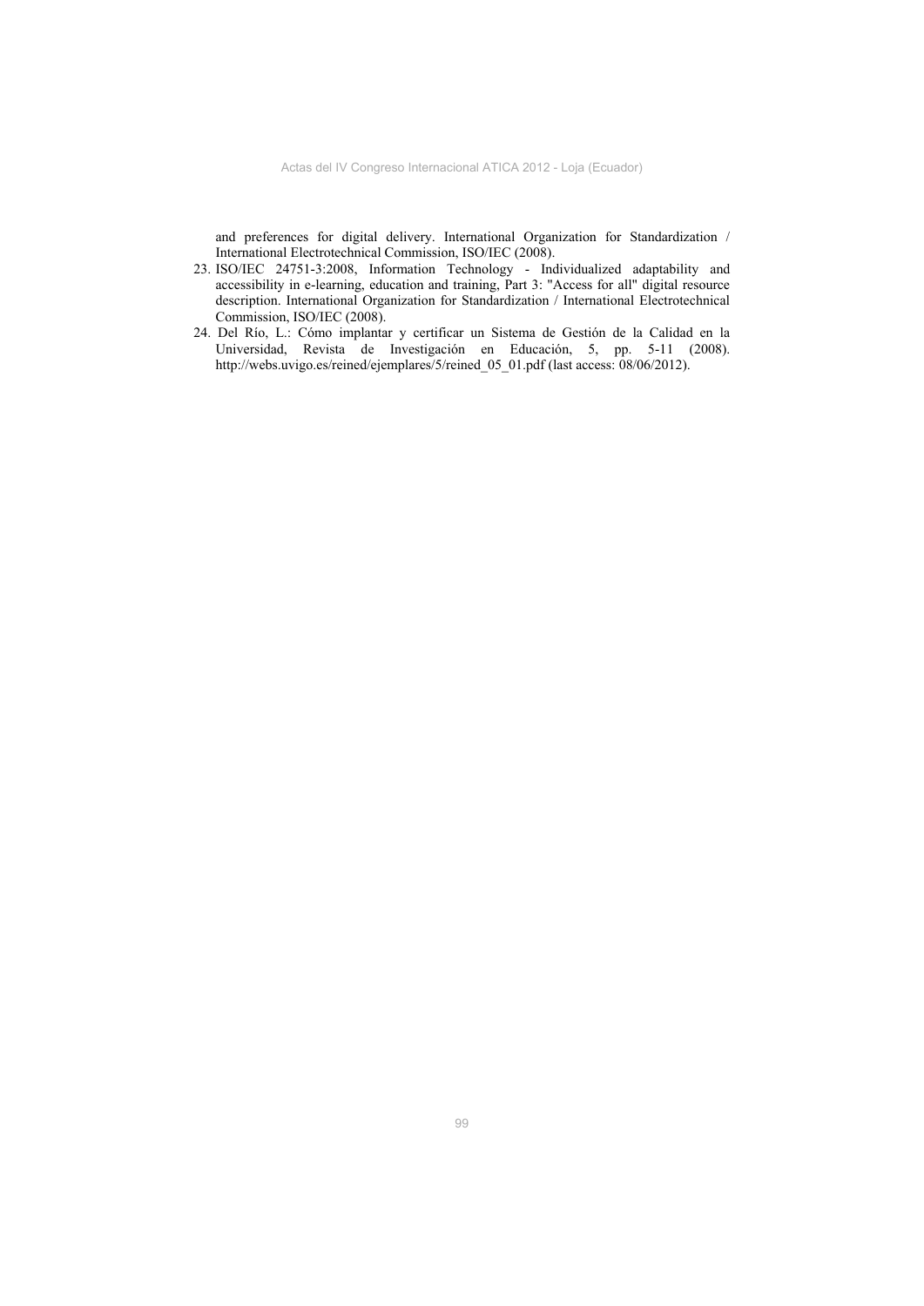and preferences for digital delivery. International Organization for Standardization / International Electrotechnical Commission, ISO/IEC (2008).

23. ISO/IEC 24751-3:2008, Information Technology - Individualized adaptability and accessibility in e-learning, education and training, Part 3: "Access for all" digital resource description. International Organization for Standardization / International Electrotechnical Commission, ISO/IEC (2008).
24. Del Río, L.: Cómo implantar y certificar un Sistema de Gestión de la Calidad en la Universidad, Revista de Investigación en Educación, 5, pp. 5-11 (2008). http://webs.uvigo.es/reined/ejemplares/5/reined_05_01.pdf (last access: 08/06/2012).